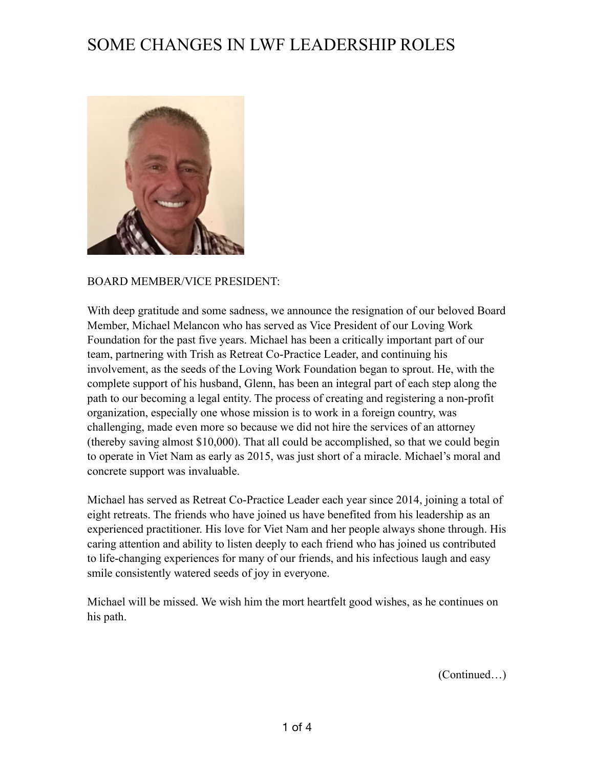# SOME CHANGES IN LWF LEADERSHIP ROLES

BOARD MEMBER/VICE PRESIDENT:

With deep gratitude and some sadness, we announce the resignation of our beloved Board Member, Michael Melancon who has served as Vice President of our Loving Work Foundation for the past five years. Michael has been a critically important part of our team, partnering with Trish as Retreat Co-Practice Leader, and continuing his involvement, as the seeds of the Loving Work Foundation began to sprout. He, with the complete support of his husband, Glenn, has been an integral part of each step along the path to our becoming a legal entity. The process of creating and registering a non-profit organization, especially one whose mission is to work in a foreign country, was challenging, made even more so because we did not hire the services of an attorney (thereby saving almost $10,000). That all could be accomplished, so that we could begin to operate in Viet Nam as early as 2015, was just short of a miracle. Michael's moral and concrete support was invaluable.

Michael has served as Retreat Co-Practice Leader each year since 2014, joining a total of eight retreats. The friends who have joined us have benefited from his leadership as an experienced practitioner. His love for Viet Nam and her people always shone through. His caring attention and ability to listen deeply to each friend who has joined us contributed to life-changing experiences for many of our friends, and his infectious laugh and easy smile consistently watered seeds of joy in everyone.

Michael will be missed. We wish him the mort heartfelt good wishes, as he continues on his path.

(Continued…)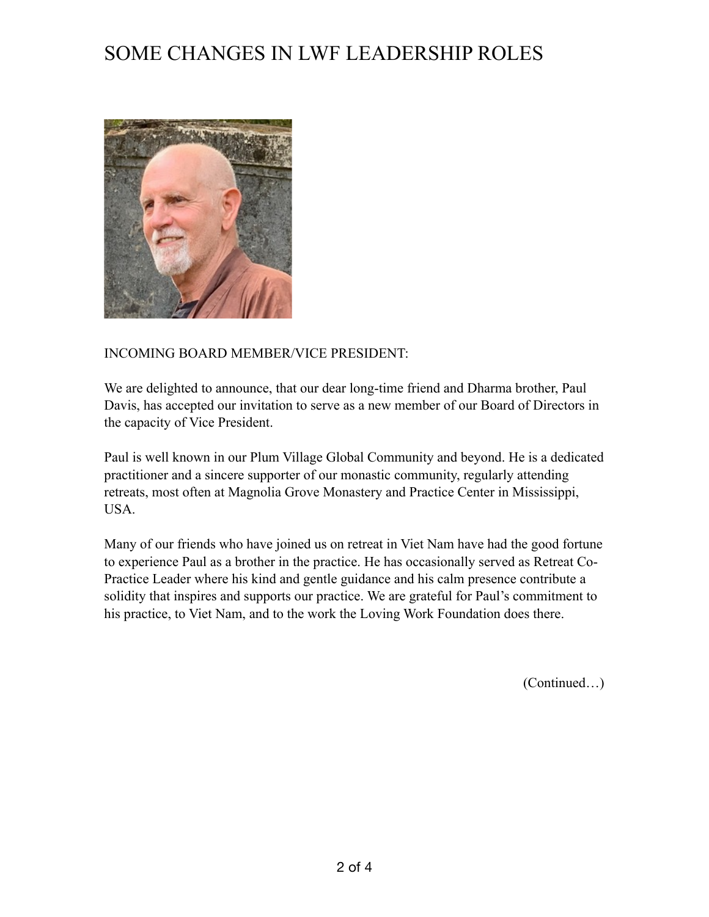# SOME CHANGES IN LWF LEADERSHIP ROLES

INCOMING BOARD MEMBER/VICE PRESIDENT:

We are delighted to announce, that our dear long-time friend and Dharma brother, Paul Davis, has accepted our invitation to serve as a new member of our Board of Directors in the capacity of Vice President.

Paul is well known in our Plum Village Global Community and beyond. He is a dedicated practitioner and a sincere supporter of our monastic community, regularly attending retreats, most often at Magnolia Grove Monastery and Practice Center in Mississippi, USA.

Many of our friends who have joined us on retreat in Viet Nam have had the good fortune to experience Paul as a brother in the practice. He has occasionally served as Retreat Co-Practice Leader where his kind and gentle guidance and his calm presence contribute a solidity that inspires and supports our practice. We are grateful for Paul's commitment to his practice, to Viet Nam, and to the work the Loving Work Foundation does there.

(Continued…)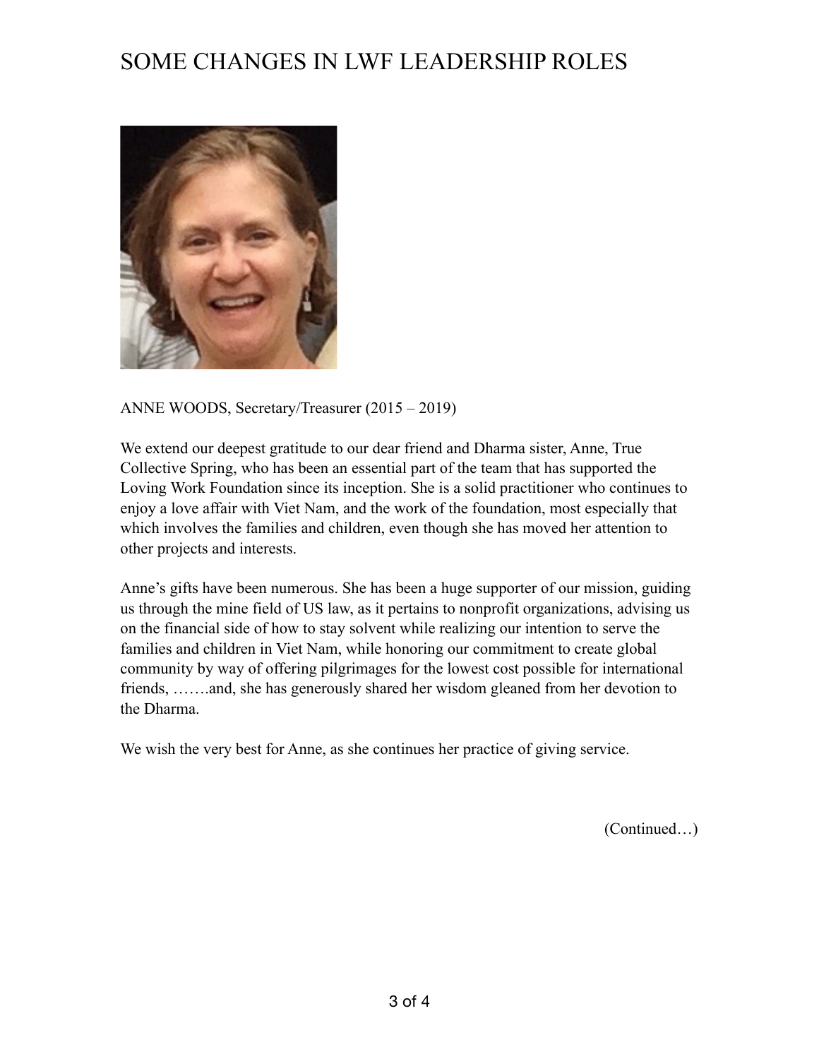# SOME CHANGES IN LWF LEADERSHIP ROLES

ANNE WOODS, Secretary/Treasurer (2015 – 2019)

We extend our deepest gratitude to our dear friend and Dharma sister, Anne, True Collective Spring, who has been an essential part of the team that has supported the Loving Work Foundation since its inception. She is a solid practitioner who continues to enjoy a love affair with Viet Nam, and the work of the foundation, most especially that which involves the families and children, even though she has moved her attention to other projects and interests.

Anne's gifts have been numerous. She has been a huge supporter of our mission, guiding us through the mine field of US law, as it pertains to nonprofit organizations, advising us on the financial side of how to stay solvent while realizing our intention to serve the families and children in Viet Nam, while honoring our commitment to create global community by way of offering pilgrimages for the lowest cost possible for international friends, …….and, she has generously shared her wisdom gleaned from her devotion to the Dharma.

We wish the very best for Anne, as she continues her practice of giving service.

(Continued…)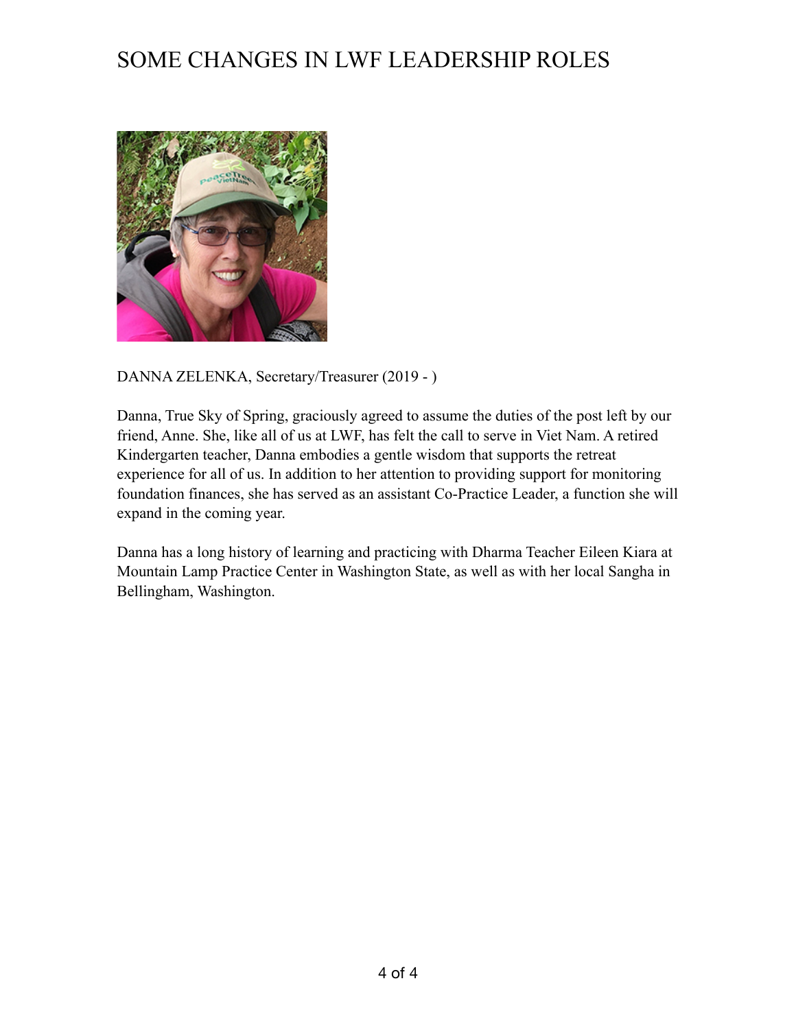# SOME CHANGES IN LWF LEADERSHIP ROLES

DANNA ZELENKA, Secretary/Treasurer (2019 - )

Danna, True Sky of Spring, graciously agreed to assume the duties of the post left by our friend, Anne. She, like all of us at LWF, has felt the call to serve in Viet Nam. A retired Kindergarten teacher, Danna embodies a gentle wisdom that supports the retreat experience for all of us. In addition to her attention to providing support for monitoring foundation finances, she has served as an assistant Co-Practice Leader, a function she will expand in the coming year.

Danna has a long history of learning and practicing with Dharma Teacher Eileen Kiara at Mountain Lamp Practice Center in Washington State, as well as with her local Sangha in Bellingham, Washington.